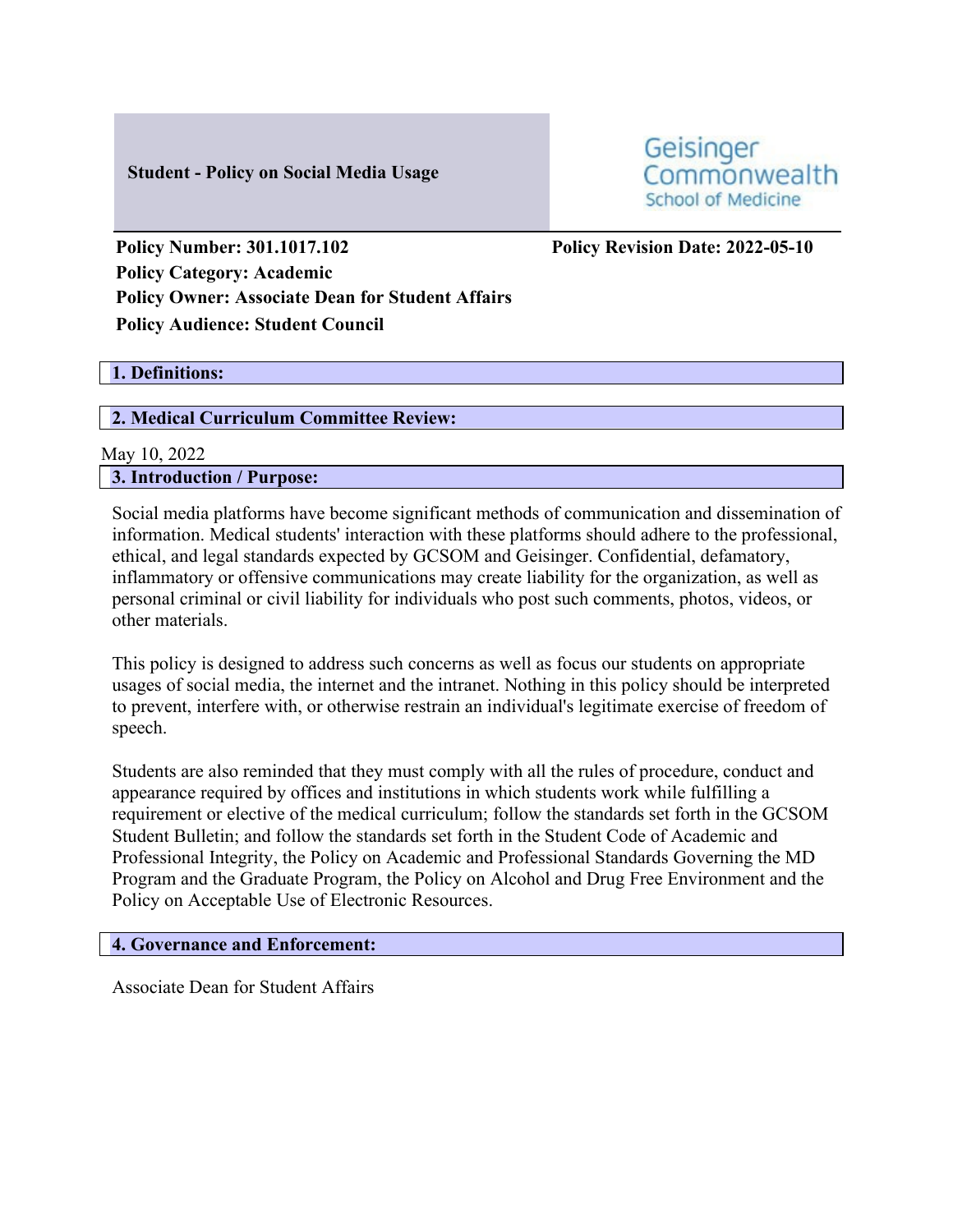**Student - Policy on Social Media Usage**

Geisinger Commonwealth School of Medicine

**Policy Number: 301.1017.102**

**Policy Revision Date: 2022-05-10**

**Policy Category: Academic**

**Policy Owner: Associate Dean for Student Affairs**

**Policy Audience: Student Council**

## 1. Definitions:

## 2. Medical Curriculum Committee Review:

May 10, 2022

## 3. Introduction / Purpose:

Social media platforms have become significant methods of communication and dissemination of information. Medical students' interaction with these platforms should adhere to the professional, ethical, and legal standards expected by GCSOM and Geisinger. Confidential, defamatory, inflammatory or offensive communications may create liability for the organization, as well as personal criminal or civil liability for individuals who post such comments, photos, videos, or other materials.

This policy is designed to address such concerns as well as focus our students on appropriate usages of social media, the internet and the intranet. Nothing in this policy should be interpreted to prevent, interfere with, or otherwise restrain an individual's legitimate exercise of freedom of speech.

Students are also reminded that they must comply with all the rules of procedure, conduct and appearance required by offices and institutions in which students work while fulfilling a requirement or elective of the medical curriculum; follow the standards set forth in the GCSOM Student Bulletin; and follow the standards set forth in the Student Code of Academic and Professional Integrity, the Policy on Academic and Professional Standards Governing the MD Program and the Graduate Program, the Policy on Alcohol and Drug Free Environment and the Policy on Acceptable Use of Electronic Resources.

## 4. Governance and Enforcement:

Associate Dean for Student Affairs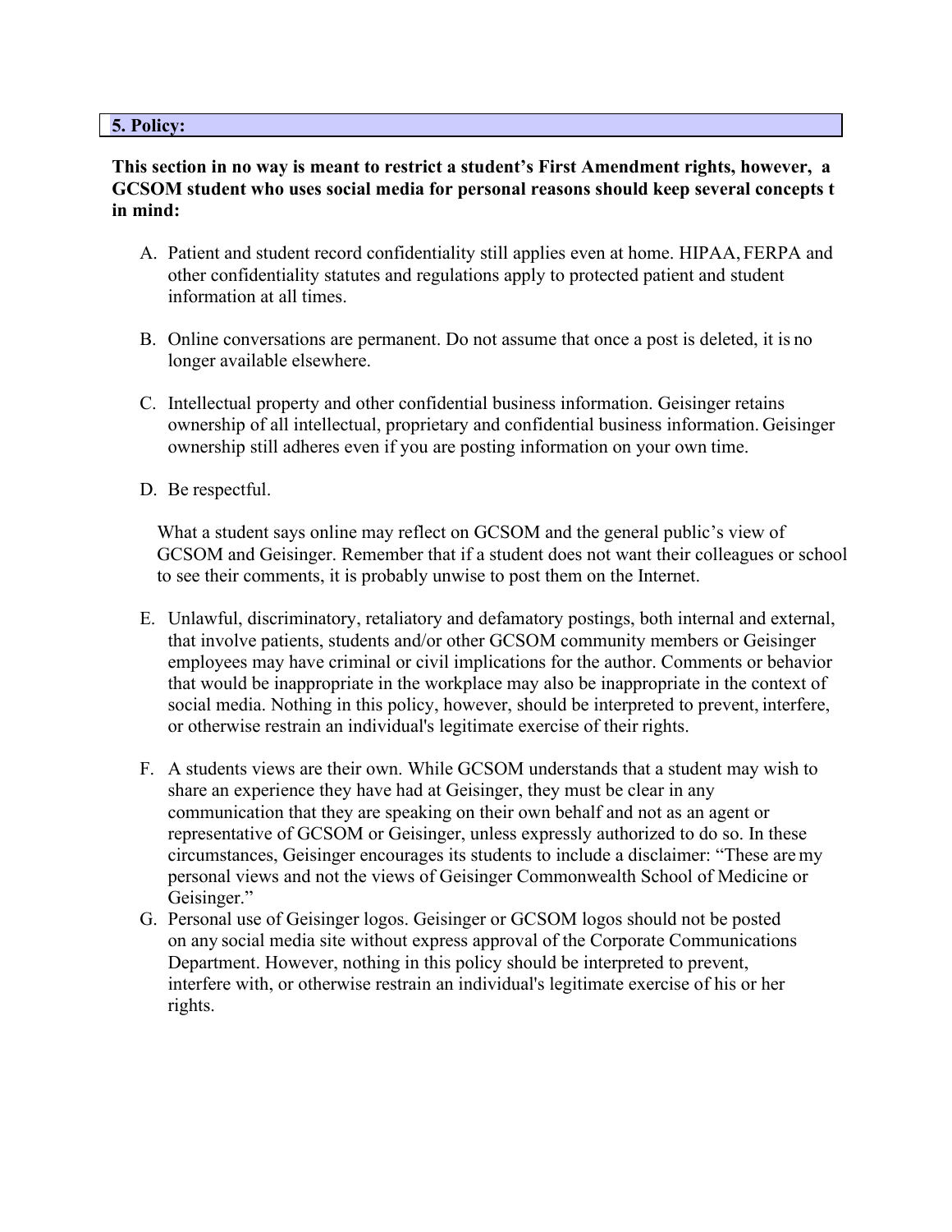## 5. Policy:

**This section in no way is meant to restrict a student's First Amendment rights, however, a GCSOM student who uses social media for personal reasons should keep several concepts t in mind:**

A. Patient and student record confidentiality still applies even at home. HIPAA, FERPA and other confidentiality statutes and regulations apply to protected patient and student information at all times.

B. Online conversations are permanent. Do not assume that once a post is deleted, it is no longer available elsewhere.

C. Intellectual property and other confidential business information. Geisinger retains ownership of all intellectual, proprietary and confidential business information. Geisinger ownership still adheres even if you are posting information on your own time.

D. Be respectful.

   What a student says online may reflect on GCSOM and the general public's view of GCSOM and Geisinger. Remember that if a student does not want their colleagues or school to see their comments, it is probably unwise to post them on the Internet.

E. Unlawful, discriminatory, retaliatory and defamatory postings, both internal and external, that involve patients, students and/or other GCSOM community members or Geisinger employees may have criminal or civil implications for the author. Comments or behavior that would be inappropriate in the workplace may also be inappropriate in the context of social media. Nothing in this policy, however, should be interpreted to prevent, interfere, or otherwise restrain an individual's legitimate exercise of their rights.

F. A students views are their own. While GCSOM understands that a student may wish to share an experience they have had at Geisinger, they must be clear in any communication that they are speaking on their own behalf and not as an agent or representative of GCSOM or Geisinger, unless expressly authorized to do so. In these circumstances, Geisinger encourages its students to include a disclaimer: "These are my personal views and not the views of Geisinger Commonwealth School of Medicine or Geisinger."

G. Personal use of Geisinger logos. Geisinger or GCSOM logos should not be posted on any social media site without express approval of the Corporate Communications Department. However, nothing in this policy should be interpreted to prevent, interfere with, or otherwise restrain an individual's legitimate exercise of his or her rights.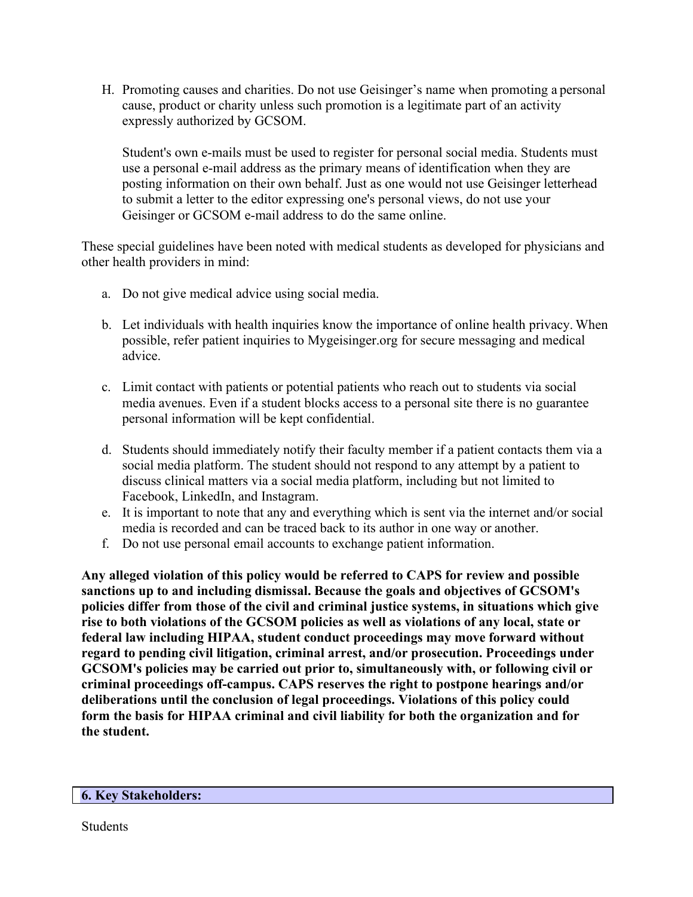H. Promoting causes and charities. Do not use Geisinger's name when promoting a personal cause, product or charity unless such promotion is a legitimate part of an activity expressly authorized by GCSOM.

   Student's own e-mails must be used to register for personal social media. Students must use a personal e-mail address as the primary means of identification when they are posting information on their own behalf. Just as one would not use Geisinger letterhead to submit a letter to the editor expressing one's personal views, do not use your Geisinger or GCSOM e-mail address to do the same online.

These special guidelines have been noted with medical students as developed for physicians and other health providers in mind:

a. Do not give medical advice using social media.

b. Let individuals with health inquiries know the importance of online health privacy. When possible, refer patient inquiries to Mygeisinger.org for secure messaging and medical advice.

c. Limit contact with patients or potential patients who reach out to students via social media avenues. Even if a student blocks access to a personal site there is no guarantee personal information will be kept confidential.

d. Students should immediately notify their faculty member if a patient contacts them via a social media platform. The student should not respond to any attempt by a patient to discuss clinical matters via a social media platform, including but not limited to Facebook, LinkedIn, and Instagram.

e. It is important to note that any and everything which is sent via the internet and/or social media is recorded and can be traced back to its author in one way or another.

f. Do not use personal email accounts to exchange patient information.

**Any alleged violation of this policy would be referred to CAPS for review and possible sanctions up to and including dismissal. Because the goals and objectives of GCSOM's policies differ from those of the civil and criminal justice systems, in situations which give rise to both violations of the GCSOM policies as well as violations of any local, state or federal law including HIPAA, student conduct proceedings may move forward without regard to pending civil litigation, criminal arrest, and/or prosecution. Proceedings under GCSOM's policies may be carried out prior to, simultaneously with, or following civil or criminal proceedings off-campus. CAPS reserves the right to postpone hearings and/or deliberations until the conclusion of legal proceedings. Violations of this policy could form the basis for HIPAA criminal and civil liability for both the organization and for the student.**

## 6. Key Stakeholders:

Students